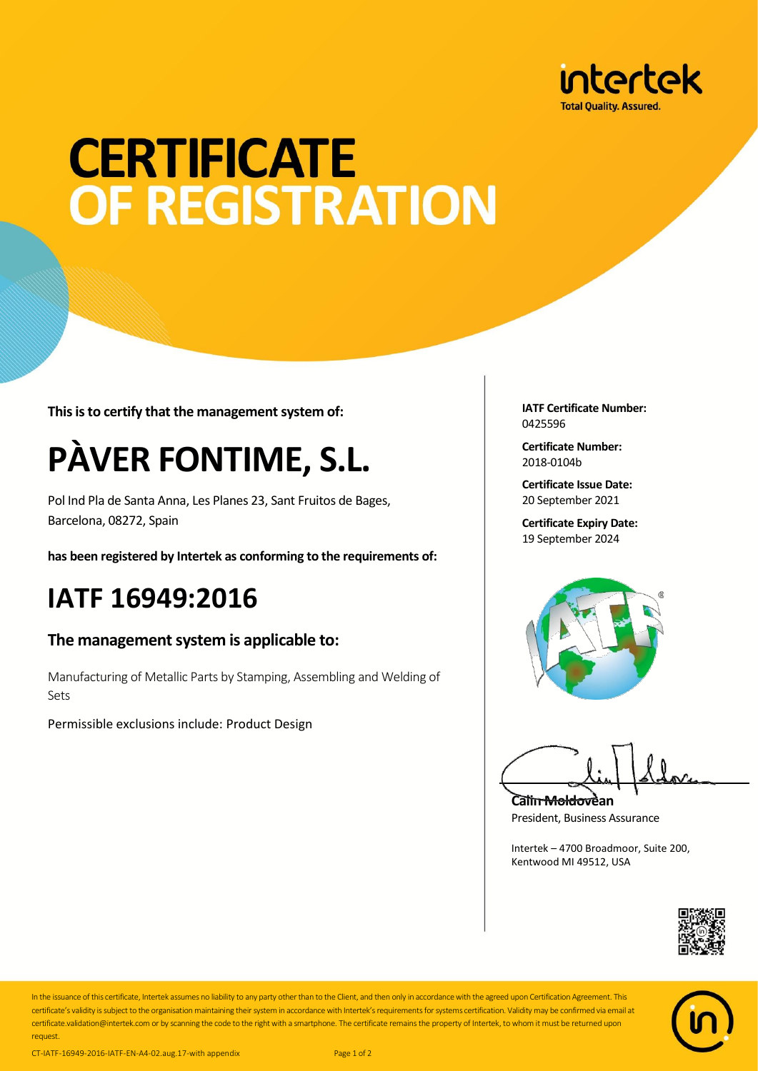intertek
Total Quality. Assured.

# CERTIFICATE OF REGISTRATION

**This is to certify that the management system of:**

# PÀVER FONTIME, S.L.

Pol Ind Pla de Santa Anna, Les Planes 23, Sant Fruitos de Bages, Barcelona, 08272, Spain

**has been registered by Intertek as conforming to the requirements of:**

## IATF 16949:2016

### The management system is applicable to:

Manufacturing of Metallic Parts by Stamping, Assembling and Welding of Sets

Permissible exclusions include: Product Design

**IATF Certificate Number:**
0425596

**Certificate Number:**
2018-0104b

**Certificate Issue Date:**
20 September 2021

**Certificate Expiry Date:**
19 September 2024

**Calin Moldovean**
President, Business Assurance

Intertek – 4700 Broadmoor, Suite 200, Kentwood MI 49512, USA

In the issuance of this certificate, Intertek assumes no liability to any party other than to the Client, and then only in accordance with the agreed upon Certification Agreement. This certificate's validity is subject to the organisation maintaining their system in accordance with Intertek's requirements for systems certification. Validity may be confirmed via email at certificate.validation@intertek.com or by scanning the code to the right with a smartphone. The certificate remains the property of Intertek, to whom it must be returned upon request.

CT-IATF-16949-2016-IATF-EN-A4-02.aug.17-with appendix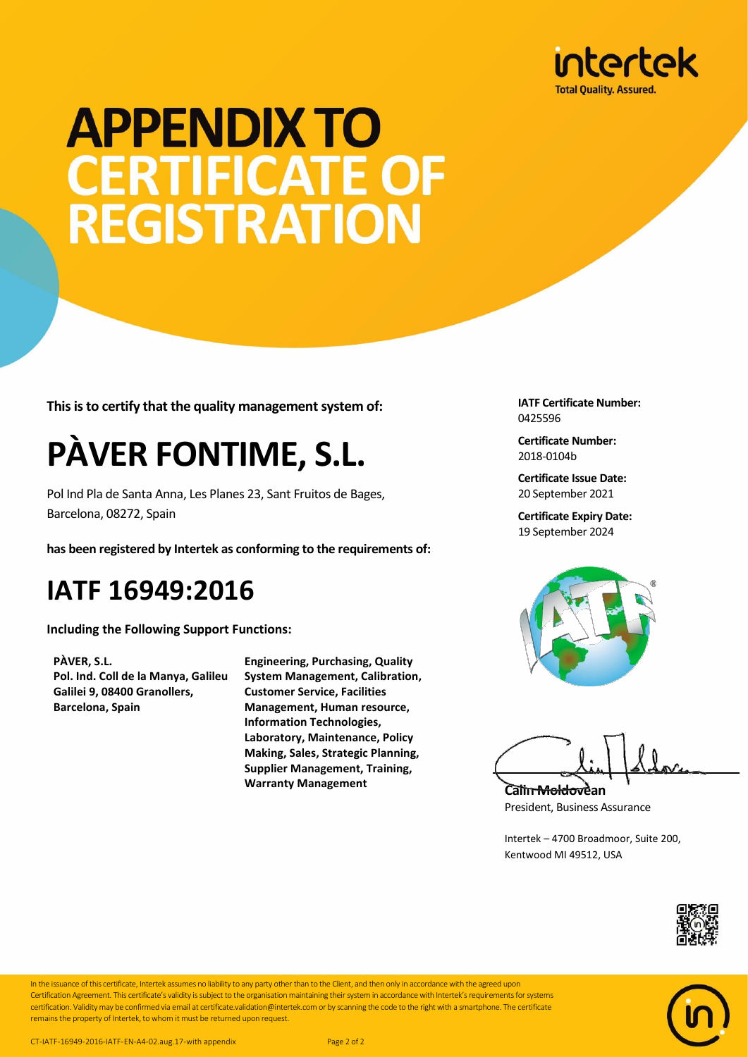intertek
Total Quality. Assured.

# APPENDIX TO CERTIFICATE OF REGISTRATION

**This is to certify that the quality management system of:**

# PÀVER FONTIME, S.L.

Pol Ind Pla de Santa Anna, Les Planes 23, Sant Fruitos de Bages, Barcelona, 08272, Spain

**has been registered by Intertek as conforming to the requirements of:**

## IATF 16949:2016

**Including the Following Support Functions:**

| | |
|---|---|
| **PÀVER, S.L.**<br>**Pol. Ind. Coll de la Manya, Galileu Galilei 9, 08400 Granollers, Barcelona, Spain** | **Engineering, Purchasing, Quality System Management, Calibration, Customer Service, Facilities Management, Human resource, Information Technologies, Laboratory, Maintenance, Policy Making, Sales, Strategic Planning, Supplier Management, Training, Warranty Management** |

**IATF Certificate Number:**
0425596

**Certificate Number:**
2018-0104b

**Certificate Issue Date:**
20 September 2021

**Certificate Expiry Date:**
19 September 2024

**Calin Moldovean**
President, Business Assurance

Intertek – 4700 Broadmoor, Suite 200, Kentwood MI 49512, USA

In the issuance of this certificate, Intertek assumes no liability to any party other than to the Client, and then only in accordance with the agreed upon Certification Agreement. This certificate's validity is subject to the organisation maintaining their system in accordance with Intertek's requirements for systems certification. Validity may be confirmed via email at certificate.validation@intertek.com or by scanning the code to the right with a smartphone. The certificate remains the property of Intertek, to whom it must be returned upon request.

CT-IATF-16949-2016-IATF-EN-A4-02.aug.17-with appendix